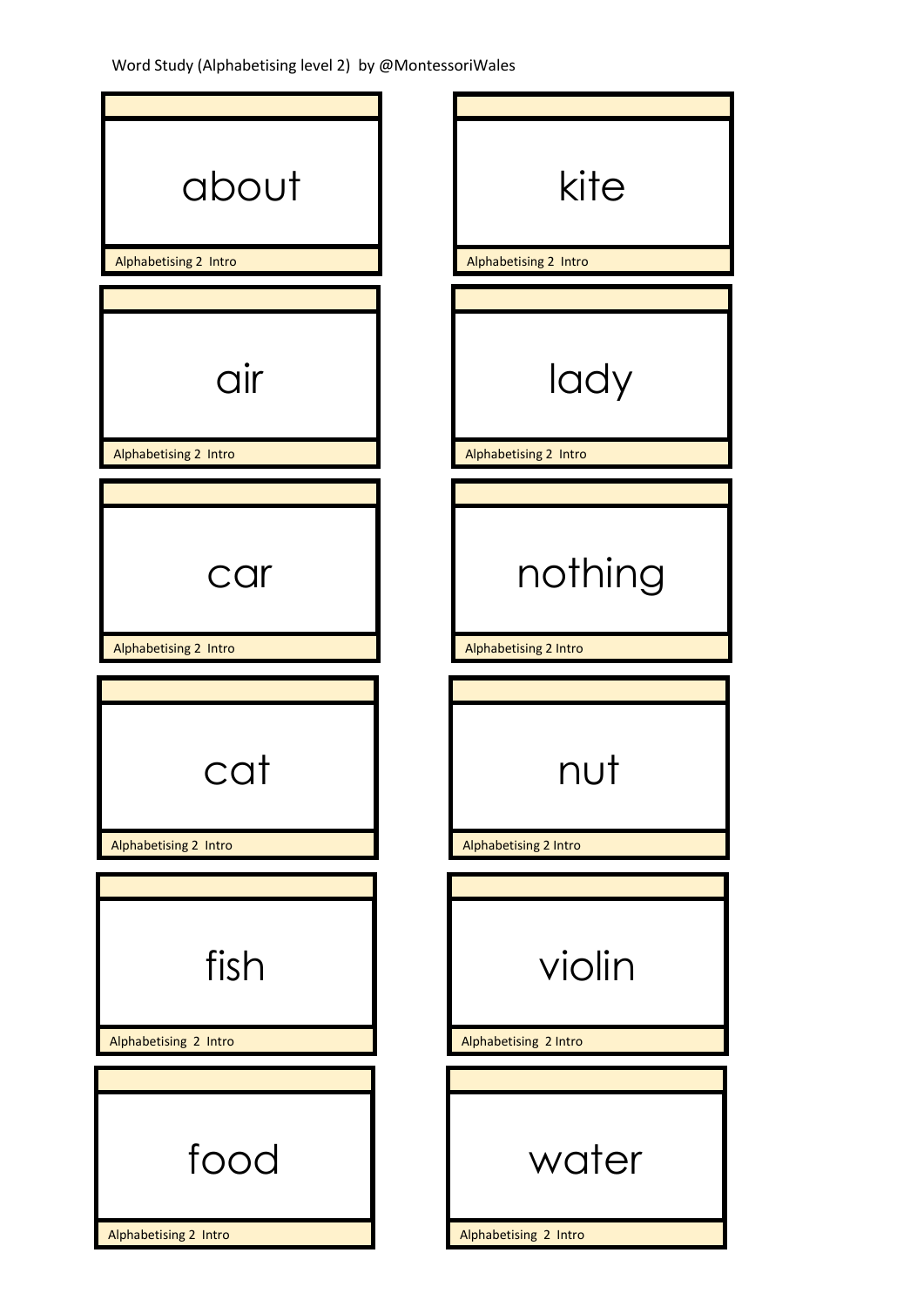Word Study (Alphabetising level 2) by @MontessoriWales

about

Alphabetising 2 Intro

air

Alphabetising 2 Intro

car

Alphabetising 2 Intro

cat

Alphabetising 2 Intro

fish

Alphabetising 2 Intro

food

Alphabetising 2 Intro

kite

Alphabetising 2 Intro

lady

Alphabetising 2 Intro

nothing

Alphabetising 2 Intro

nut

Alphabetising 2 Intro

violin

Alphabetising 2 Intro

water

Alphabetising 2 Intro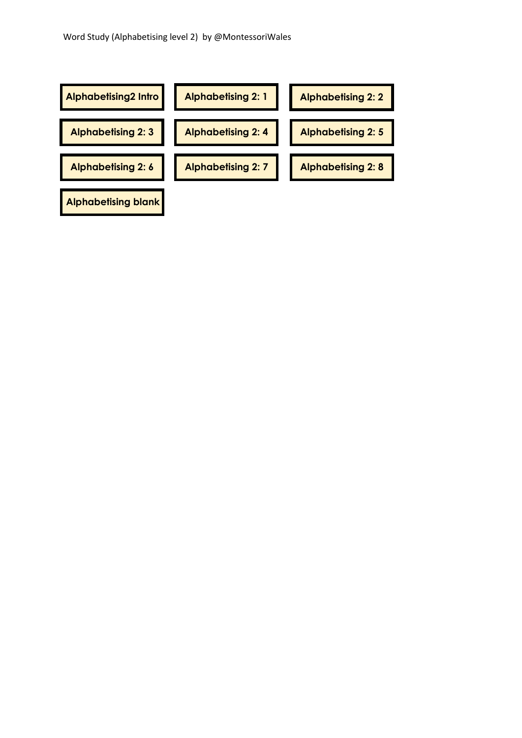Word Study (Alphabetising level 2) by @MontessoriWales

**Alphabetising2 Intro**

**Alphabetising 2: 1**

**Alphabetising 2: 2**

**Alphabetising 2: 3**

**Alphabetising 2: 4**

**Alphabetising 2: 5**

**Alphabetising 2: 6**

**Alphabetising 2: 7**

**Alphabetising 2: 8**

**Alphabetising blank**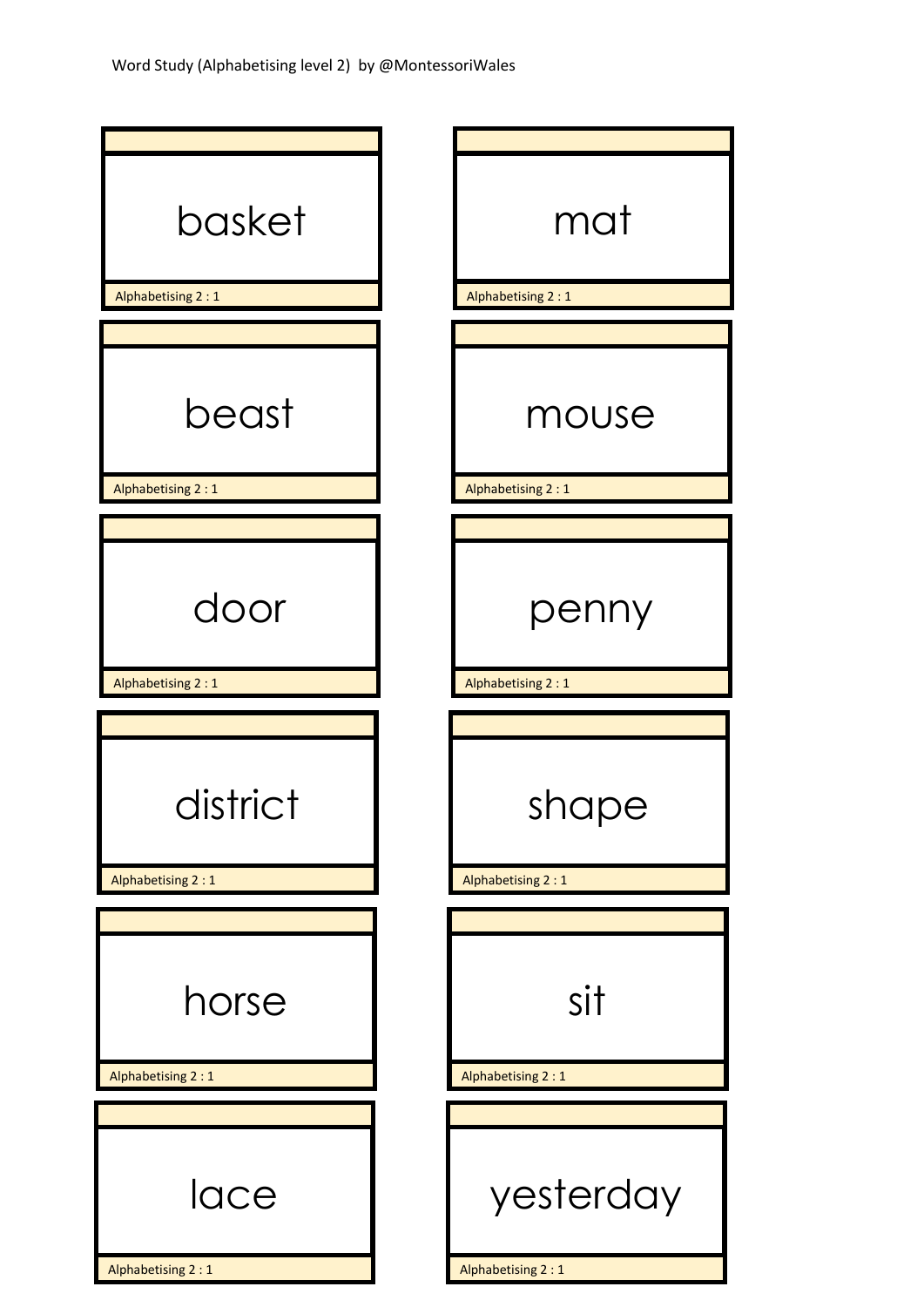Word Study (Alphabetising level 2) by @MontessoriWales

| | |
|---|---|
| basket<br>Alphabetising 2 : 1 | mat<br>Alphabetising 2 : 1 |
| beast<br>Alphabetising 2 : 1 | mouse<br>Alphabetising 2 : 1 |
| door<br>Alphabetising 2 : 1 | penny<br>Alphabetising 2 : 1 |
| district<br>Alphabetising 2 : 1 | shape<br>Alphabetising 2 : 1 |
| horse<br>Alphabetising 2 : 1 | sit<br>Alphabetising 2 : 1 |
| lace<br>Alphabetising 2 : 1 | yesterday<br>Alphabetising 2 : 1 |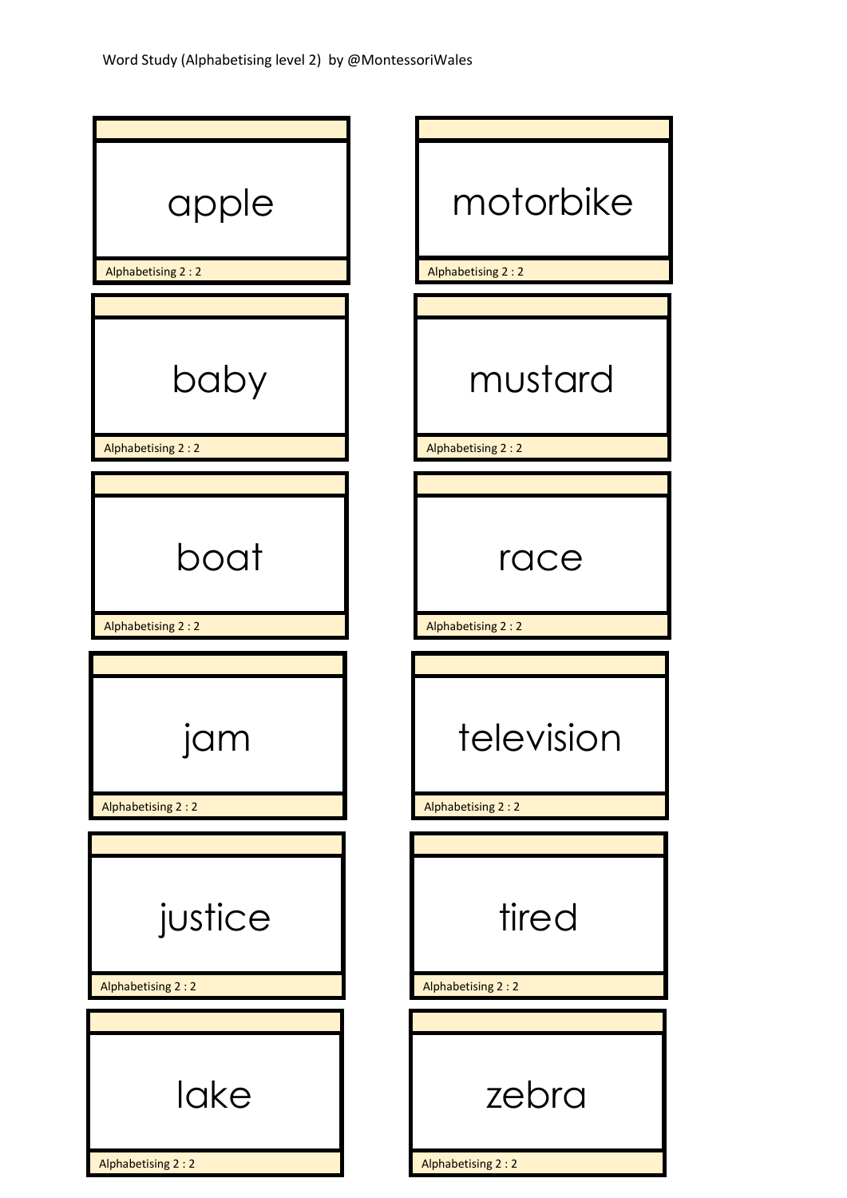Word Study (Alphabetising level 2) by @MontessoriWales

| | |
|---|---|
| apple<br>Alphabetising 2 : 2 | motorbike<br>Alphabetising 2 : 2 |
| baby<br>Alphabetising 2 : 2 | mustard<br>Alphabetising 2 : 2 |
| boat<br>Alphabetising 2 : 2 | race<br>Alphabetising 2 : 2 |
| jam<br>Alphabetising 2 : 2 | television<br>Alphabetising 2 : 2 |
| justice<br>Alphabetising 2 : 2 | tired<br>Alphabetising 2 : 2 |
| lake<br>Alphabetising 2 : 2 | zebra<br>Alphabetising 2 : 2 |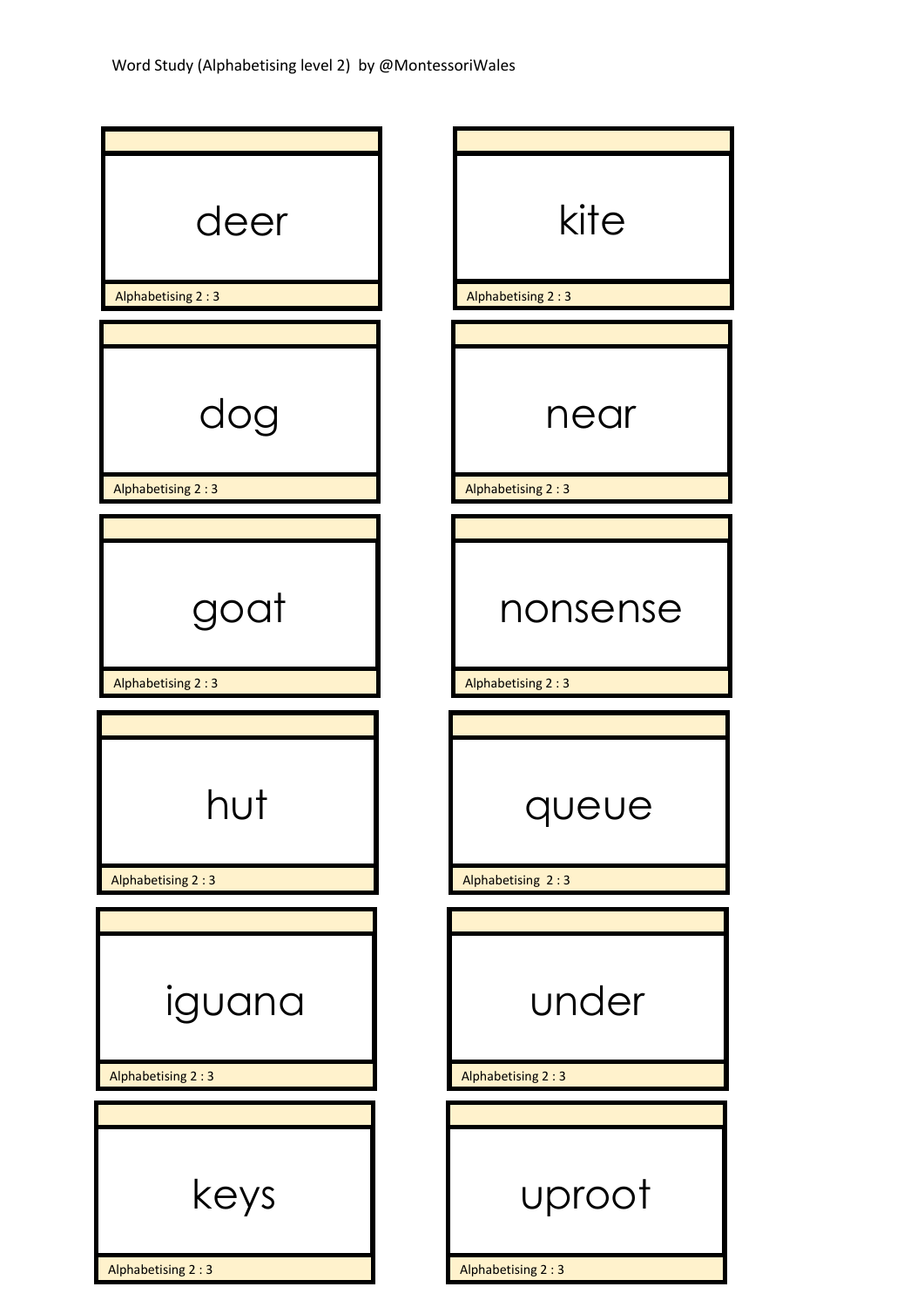Word Study (Alphabetising level 2) by @MontessoriWales

deer

Alphabetising 2 : 3

dog

Alphabetising 2 : 3

goat

Alphabetising 2 : 3

hut

Alphabetising 2 : 3

iguana

Alphabetising 2 : 3

keys

Alphabetising 2 : 3

kite

Alphabetising 2 : 3

near

Alphabetising 2 : 3

nonsense

Alphabetising 2 : 3

queue

Alphabetising 2 : 3

under

Alphabetising 2 : 3

uproot

Alphabetising 2 : 3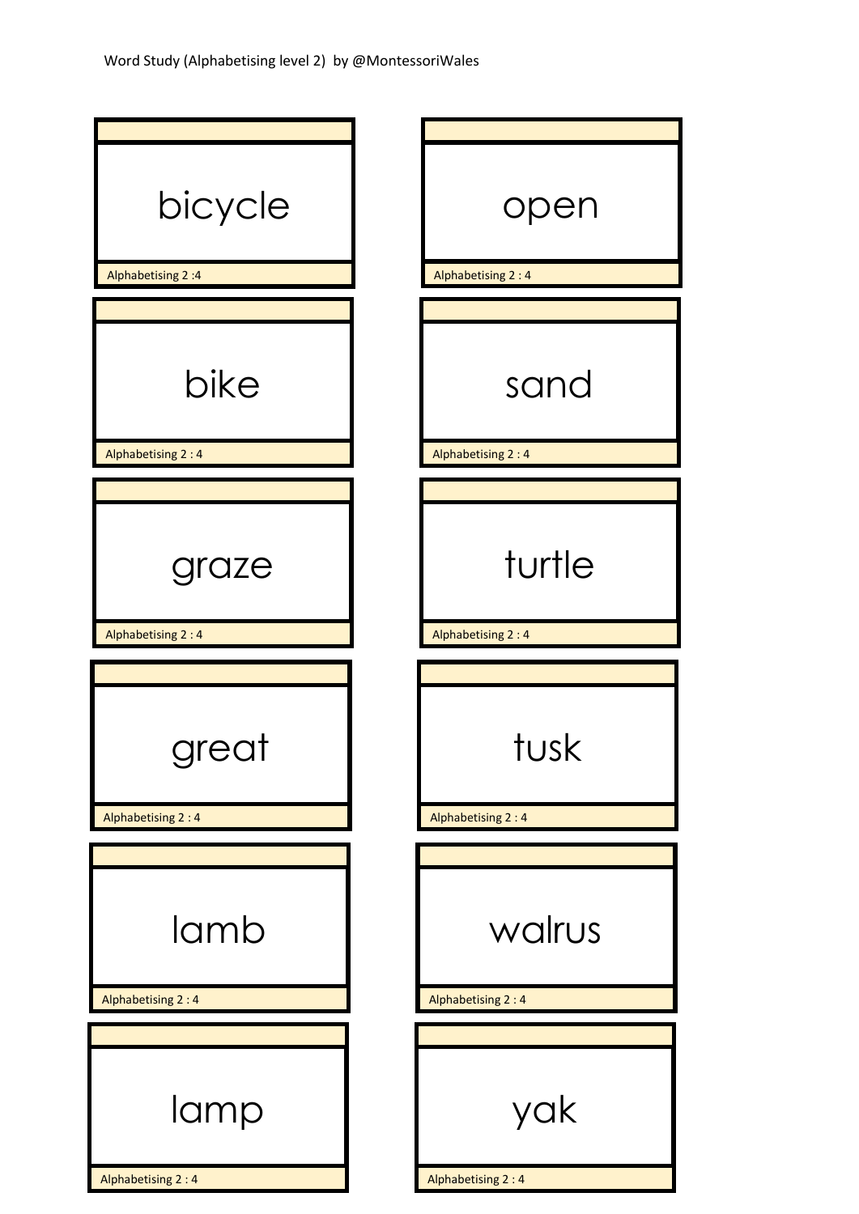Word Study (Alphabetising level 2) by @MontessoriWales

bicycle

Alphabetising 2 :4

open

Alphabetising 2 : 4

bike

Alphabetising 2 : 4

sand

Alphabetising 2 : 4

graze

Alphabetising 2 : 4

turtle

Alphabetising 2 : 4

great

Alphabetising 2 : 4

tusk

Alphabetising 2 : 4

lamb

Alphabetising 2 : 4

walrus

Alphabetising 2 : 4

lamp

Alphabetising 2 : 4

yak

Alphabetising 2 : 4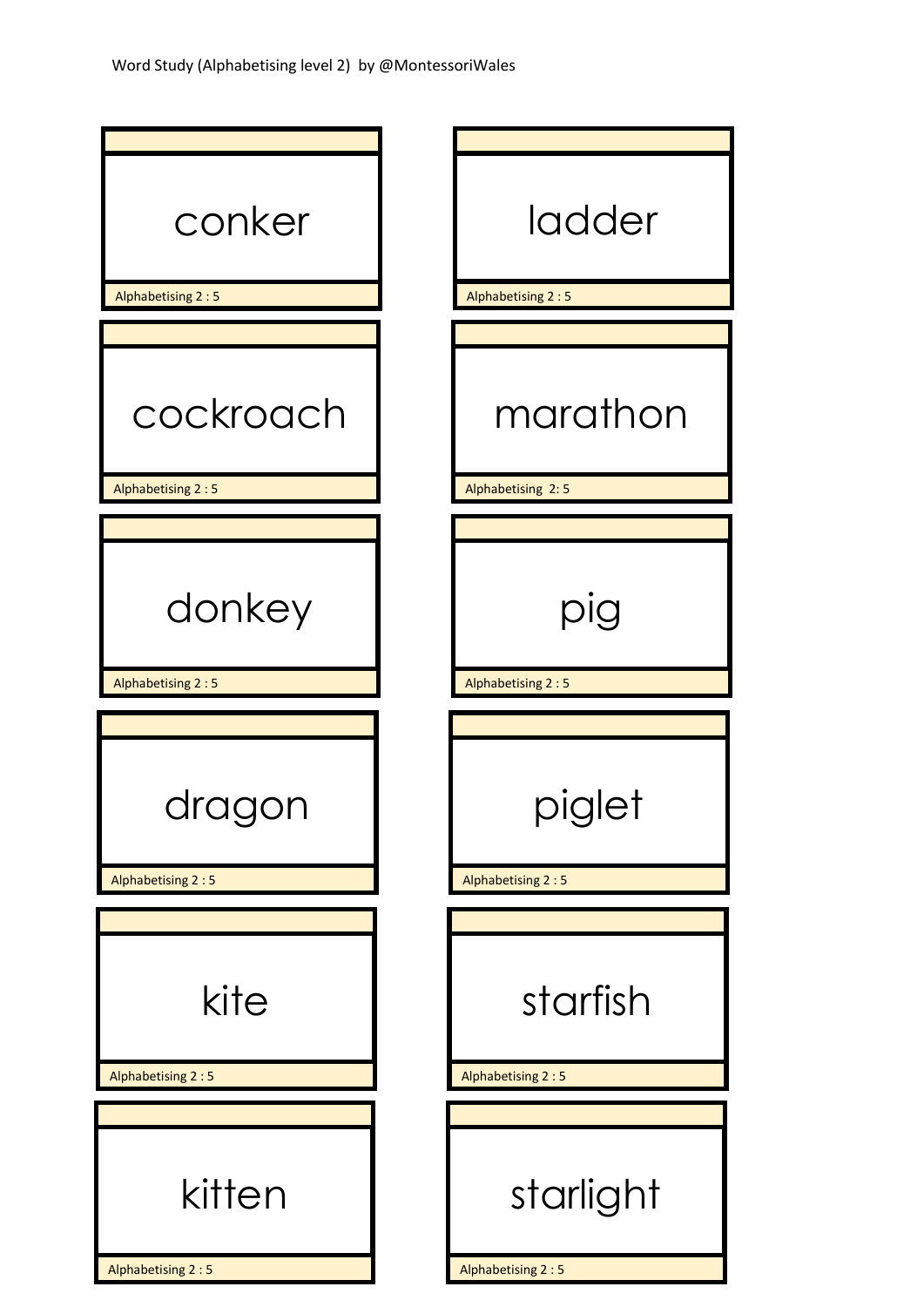Word Study (Alphabetising level 2) by @MontessoriWales

| | |
|---|---|
| conker<br>Alphabetising 2 : 5 | ladder<br>Alphabetising 2 : 5 |
| cockroach<br>Alphabetising 2 : 5 | marathon<br>Alphabetising 2: 5 |
| donkey<br>Alphabetising 2 : 5 | pig<br>Alphabetising 2 : 5 |
| dragon<br>Alphabetising 2 : 5 | piglet<br>Alphabetising 2 : 5 |
| kite<br>Alphabetising 2 : 5 | starfish<br>Alphabetising 2 : 5 |
| kitten<br>Alphabetising 2 : 5 | starlight<br>Alphabetising 2 : 5 |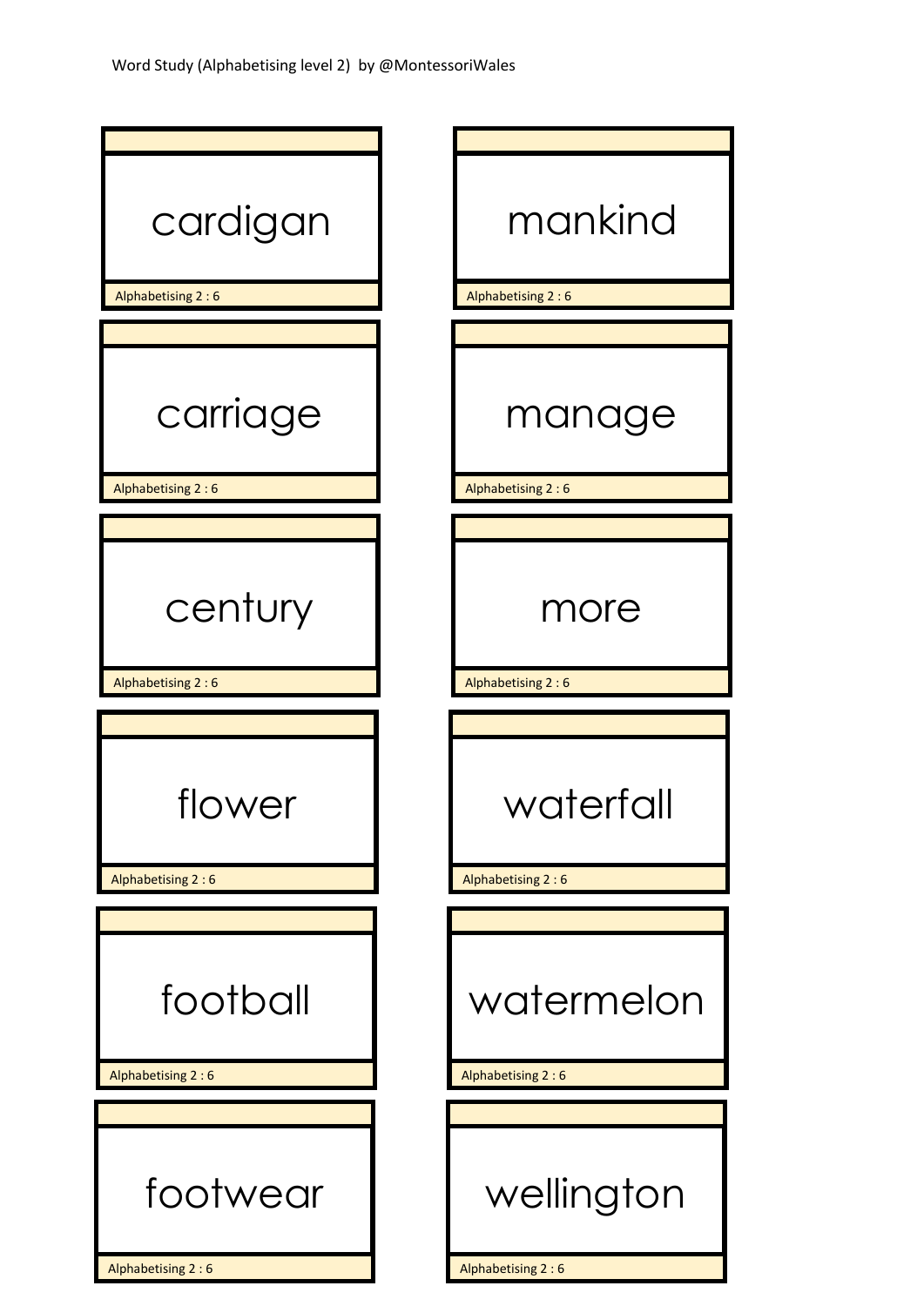Word Study (Alphabetising level 2) by @MontessoriWales

cardigan

Alphabetising 2 : 6

carriage

Alphabetising 2 : 6

century

Alphabetising 2 : 6

flower

Alphabetising 2 : 6

football

Alphabetising 2 : 6

footwear

Alphabetising 2 : 6

mankind

Alphabetising 2 : 6

manage

Alphabetising 2 : 6

more

Alphabetising 2 : 6

waterfall

Alphabetising 2 : 6

watermelon

Alphabetising 2 : 6

wellington

Alphabetising 2 : 6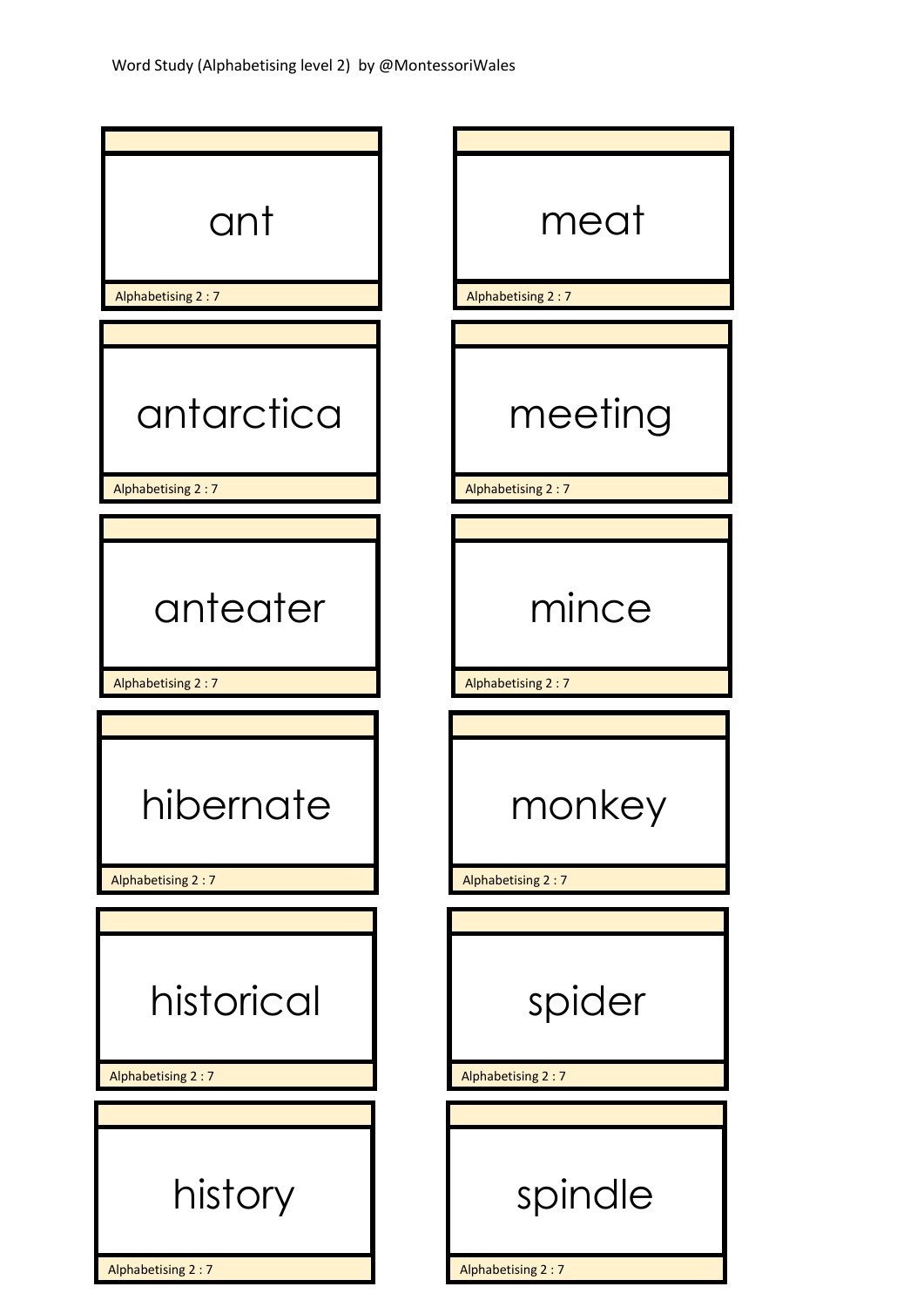Word Study (Alphabetising level 2) by @MontessoriWales

ant

Alphabetising 2 : 7

meat

Alphabetising 2 : 7

antarctica

Alphabetising 2 : 7

meeting

Alphabetising 2 : 7

anteater

Alphabetising 2 : 7

mince

Alphabetising 2 : 7

hibernate

Alphabetising 2 : 7

monkey

Alphabetising 2 : 7

historical

Alphabetising 2 : 7

spider

Alphabetising 2 : 7

history

Alphabetising 2 : 7

spindle

Alphabetising 2 : 7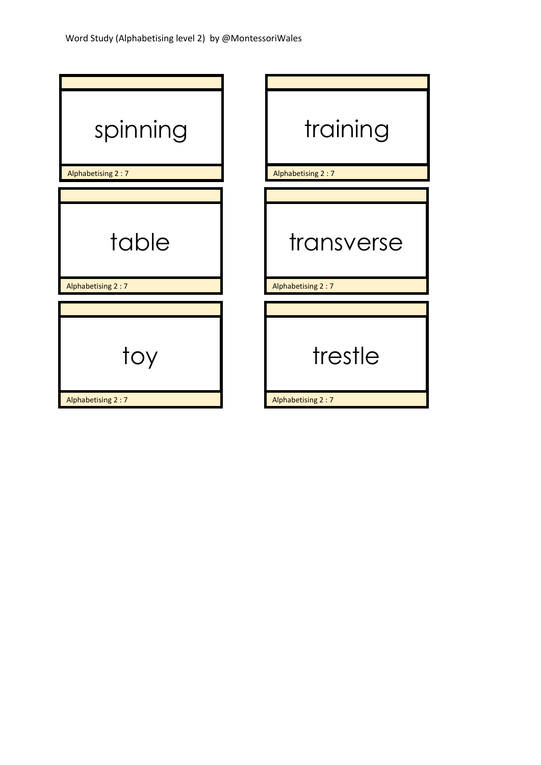Word Study (Alphabetising level 2) by @MontessoriWales

| | |
|---|---|
| spinning | training |
| Alphabetising 2 : 7 | Alphabetising 2 : 7 |
| table | transverse |
| Alphabetising 2 : 7 | Alphabetising 2 : 7 |
| toy | trestle |
| Alphabetising 2 : 7 | Alphabetising 2 : 7 |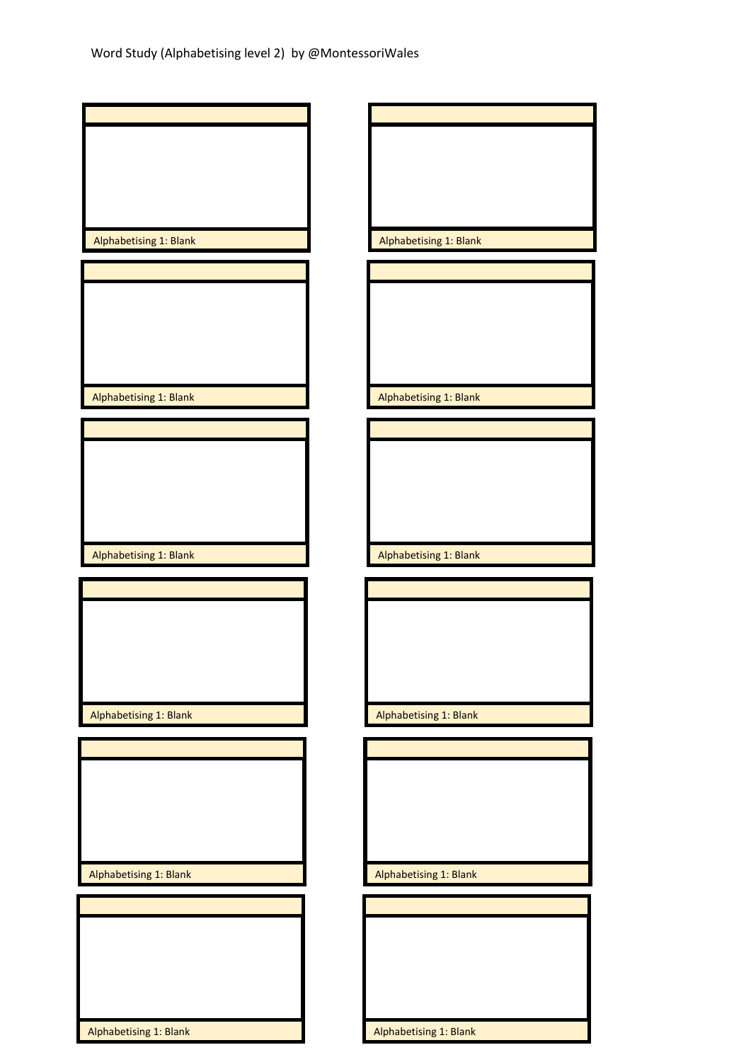Word Study (Alphabetising level 2) by @MontessoriWales

Alphabetising 1: Blank

Alphabetising 1: Blank

Alphabetising 1: Blank

Alphabetising 1: Blank

Alphabetising 1: Blank

Alphabetising 1: Blank

Alphabetising 1: Blank

Alphabetising 1: Blank

Alphabetising 1: Blank

Alphabetising 1: Blank

Alphabetising 1: Blank

Alphabetising 1: Blank